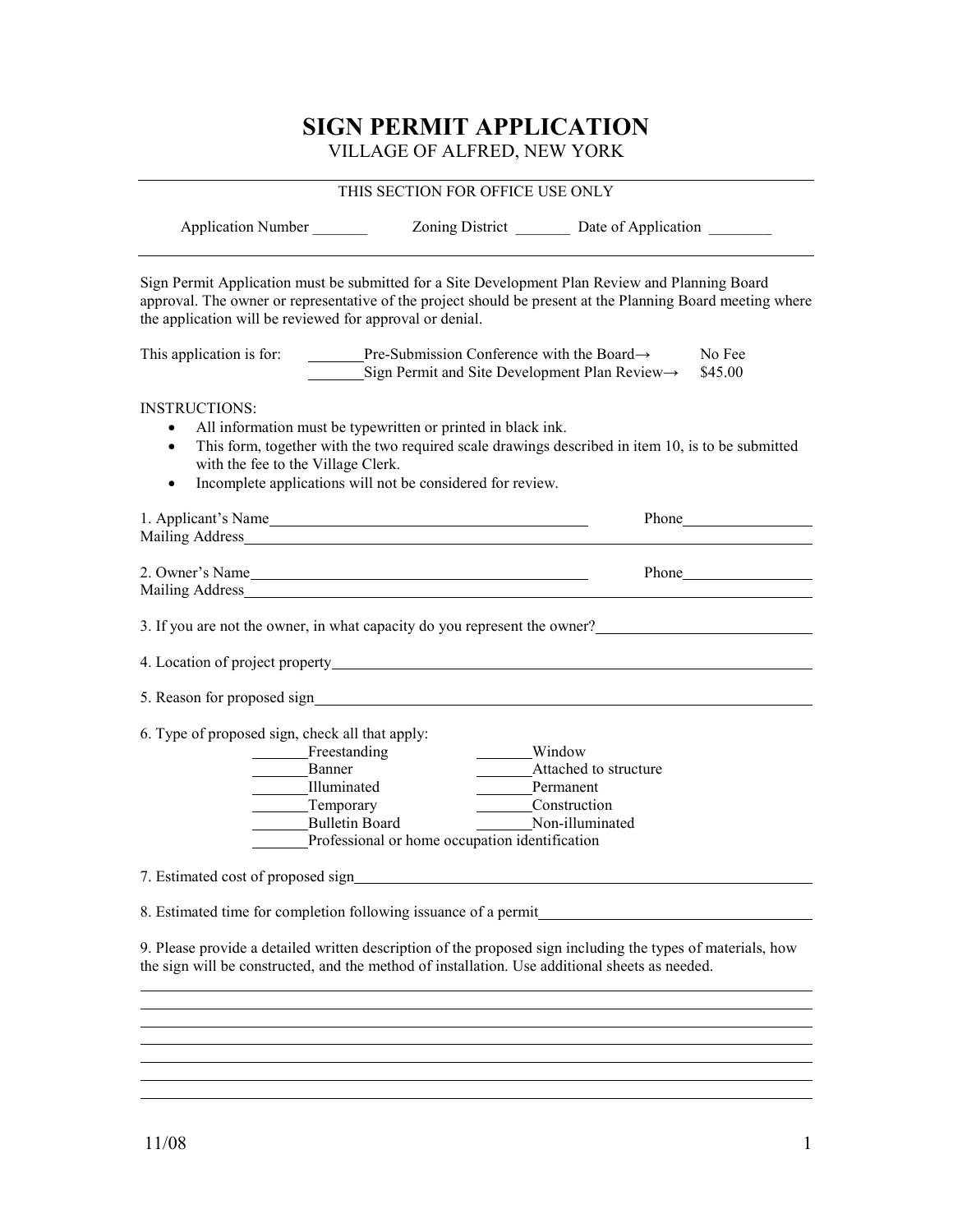# SIGN PERMIT APPLICATION

VILLAGE OF ALFRED, NEW YORK

---

THIS SECTION FOR OFFICE USE ONLY

Application Number _______ Zoning District _______ Date of Application ________

---

Sign Permit Application must be submitted for a Site Development Plan Review and Planning Board approval. The owner or representative of the project should be present at the Planning Board meeting where the application will be reviewed for approval or denial.

This application is for:

_______Pre-Submission Conference with the Board→ No Fee

_______Sign Permit and Site Development Plan Review→ $45.00

INSTRUCTIONS:

- All information must be typewritten or printed in black ink.
- This form, together with the two required scale drawings described in item 10, is to be submitted with the fee to the Village Clerk.
- Incomplete applications will not be considered for review.

1. Applicant's Name__________________________________________ Phone________________
Mailing Address________________________________________________________________________

2. Owner's Name____________________________________________ Phone________________
Mailing Address________________________________________________________________________

3. If you are not the owner, in what capacity do you represent the owner?___________________________

4. Location of project property_______________________________________________________________

5. Reason for proposed sign__________________________________________________________________

6. Type of proposed sign, check all that apply:

_______Freestanding
_______Banner
_______Illuminated
_______Temporary
_______Bulletin Board
_______Window
_______Attached to structure
_______Permanent
_______Construction
_______Non-illuminated
_______Professional or home occupation identification

7. Estimated cost of proposed sign_____________________________________________________________

8. Estimated time for completion following issuance of a permit__________________________________

9. Please provide a detailed written description of the proposed sign including the types of materials, how the sign will be constructed, and the method of installation. Use additional sheets as needed.

___________________________________________________________________________________________
___________________________________________________________________________________________
___________________________________________________________________________________________
___________________________________________________________________________________________
___________________________________________________________________________________________
___________________________________________________________________________________________
___________________________________________________________________________________________

11/08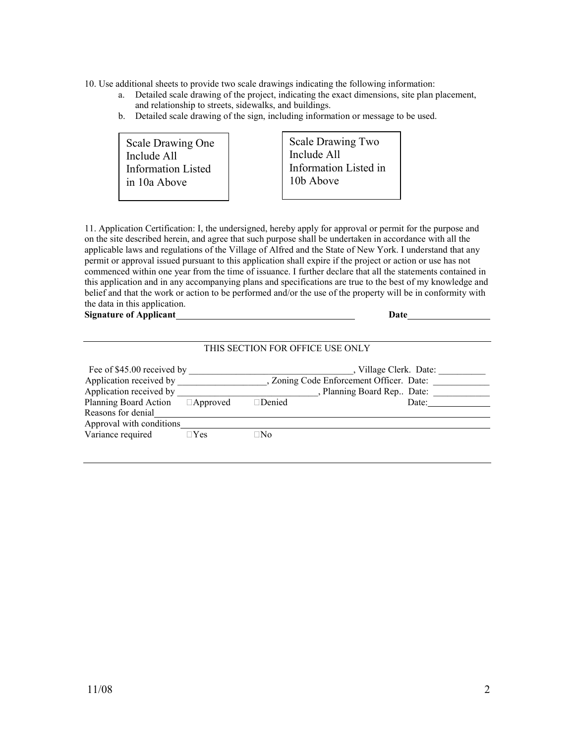10. Use additional sheets to provide two scale drawings indicating the following information:
    a. Detailed scale drawing of the project, indicating the exact dimensions, site plan placement, and relationship to streets, sidewalks, and buildings.
    b. Detailed scale drawing of the sign, including information or message to be used.

| Scale Drawing One Include All Information Listed in 10a Above | Scale Drawing Two Include All Information Listed in 10b Above |
|---|---|

11. Application Certification: I, the undersigned, hereby apply for approval or permit for the purpose and on the site described herein, and agree that such purpose shall be undertaken in accordance with all the applicable laws and regulations of the Village of Alfred and the State of New York. I understand that any permit or approval issued pursuant to this application shall expire if the project or action or use has not commenced within one year from the time of issuance. I further declare that all the statements contained in this application and in any accompanying plans and specifications are true to the best of my knowledge and belief and that the work or action to be performed and/or the use of the property will be in conformity with the data in this application.

**Signature of Applicant**\_\_\_\_\_\_\_\_\_\_\_\_\_\_\_\_\_\_\_\_\_\_\_\_\_\_\_\_\_\_\_\_\_\_\_\_\_\_\_\_ **Date**\_\_\_\_\_\_\_\_\_\_\_\_\_\_\_\_\_\_

---

THIS SECTION FOR OFFICE USE ONLY

Fee of $45.00 received by \_\_\_\_\_\_\_\_\_\_\_\_\_\_\_\_\_\_\_\_\_\_\_\_\_\_\_\_\_\_\_\_\_\_\_\_, Village Clerk. Date: \_\_\_\_\_\_\_\_\_\_

Application received by \_\_\_\_\_\_\_\_\_\_\_\_\_\_\_\_\_\_\_, Zoning Code Enforcement Officer. Date: \_\_\_\_\_\_\_\_\_\_\_\_

Application received by \_\_\_\_\_\_\_\_\_\_\_\_\_\_\_\_\_\_\_\_\_\_\_\_\_\_\_\_\_\_, Planning Board Rep.. Date: \_\_\_\_\_\_\_\_\_\_\_\_

Planning Board Action ☐Approved ☐Denied Date:\_\_\_\_\_\_\_\_\_\_\_\_\_

Reasons for denial\_\_\_\_\_\_\_\_\_\_\_\_\_\_\_\_\_\_\_\_\_\_\_\_\_\_\_\_\_\_\_\_\_\_\_\_\_\_\_\_\_\_\_\_\_\_\_\_\_\_\_\_\_\_\_\_\_\_\_\_\_\_\_\_

Approval with conditions\_\_\_\_\_\_\_\_\_\_\_\_\_\_\_\_\_\_\_\_\_\_\_\_\_\_\_\_\_\_\_\_\_\_\_\_\_\_\_\_\_\_\_\_\_\_\_\_\_\_\_\_\_\_\_\_\_\_\_

Variance required ☐Yes ☐No

---

11/08